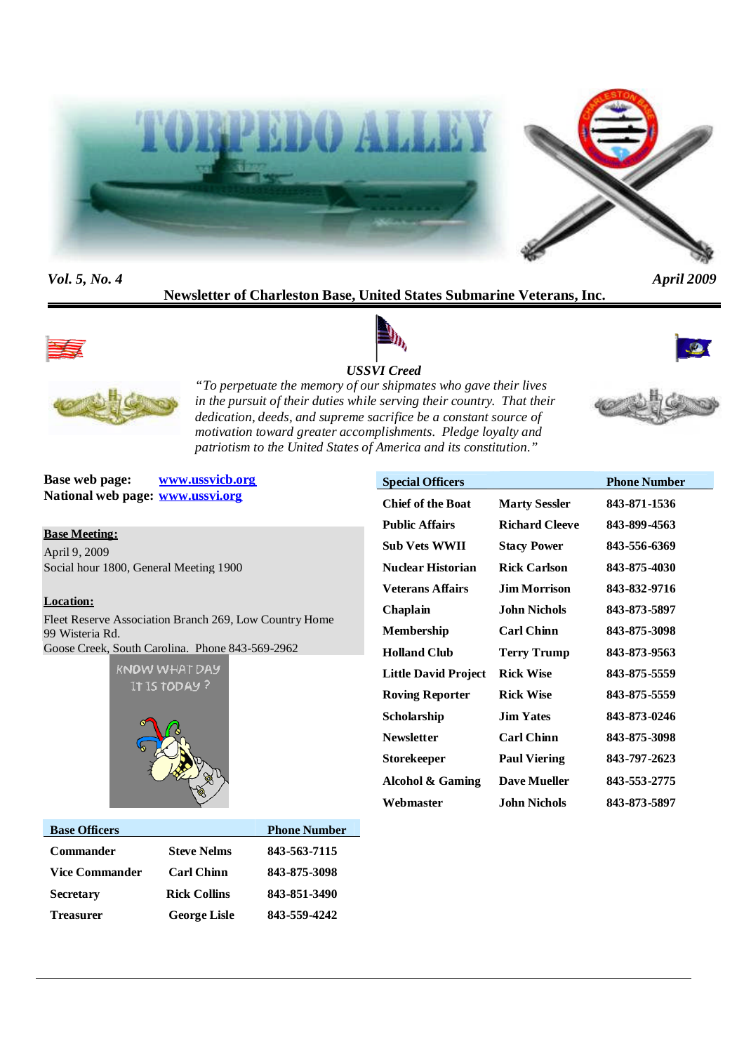# TORPEDO ALLEY

*Vol. 5, No. 4* — *April 2009*

**Newsletter of Charleston Base, United States Submarine Veterans, Inc.**

***USSVI Creed***

*"To perpetuate the memory of our shipmates who gave their lives in the pursuit of their duties while serving their country. That their dedication, deeds, and supreme sacrifice be a constant source of motivation toward greater accomplishments. Pledge loyalty and patriotism to the United States of America and its constitution."*

**Base web page:** www.ussvicb.org
**National web page:** www.ussvi.org

**Base Meeting:**
April 9, 2009
Social hour 1800, General Meeting 1900

**Location:**
Fleet Reserve Association Branch 269, Low Country Home
99 Wisteria Rd.
Goose Creek, South Carolina. Phone 843-569-2962

KNOW WHAT DAY IT IS TODAY ?

| Base Officers | | Phone Number |
|---|---|---|
| Commander | Steve Nelms | 843-563-7115 |
| Vice Commander | Carl Chinn | 843-875-3098 |
| Secretary | Rick Collins | 843-851-3490 |
| Treasurer | George Lisle | 843-559-4242 |

| Special Officers | | Phone Number |
|---|---|---|
| Chief of the Boat | Marty Sessler | 843-871-1536 |
| Public Affairs | Richard Cleeve | 843-899-4563 |
| Sub Vets WWII | Stacy Power | 843-556-6369 |
| Nuclear Historian | Rick Carlson | 843-875-4030 |
| Veterans Affairs | Jim Morrison | 843-832-9716 |
| Chaplain | John Nichols | 843-873-5897 |
| Membership | Carl Chinn | 843-875-3098 |
| Holland Club | Terry Trump | 843-873-9563 |
| Little David Project | Rick Wise | 843-875-5559 |
| Roving Reporter | Rick Wise | 843-875-5559 |
| Scholarship | Jim Yates | 843-873-0246 |
| Newsletter | Carl Chinn | 843-875-3098 |
| Storekeeper | Paul Viering | 843-797-2623 |
| Alcohol & Gaming | Dave Mueller | 843-553-2775 |
| Webmaster | John Nichols | 843-873-5897 |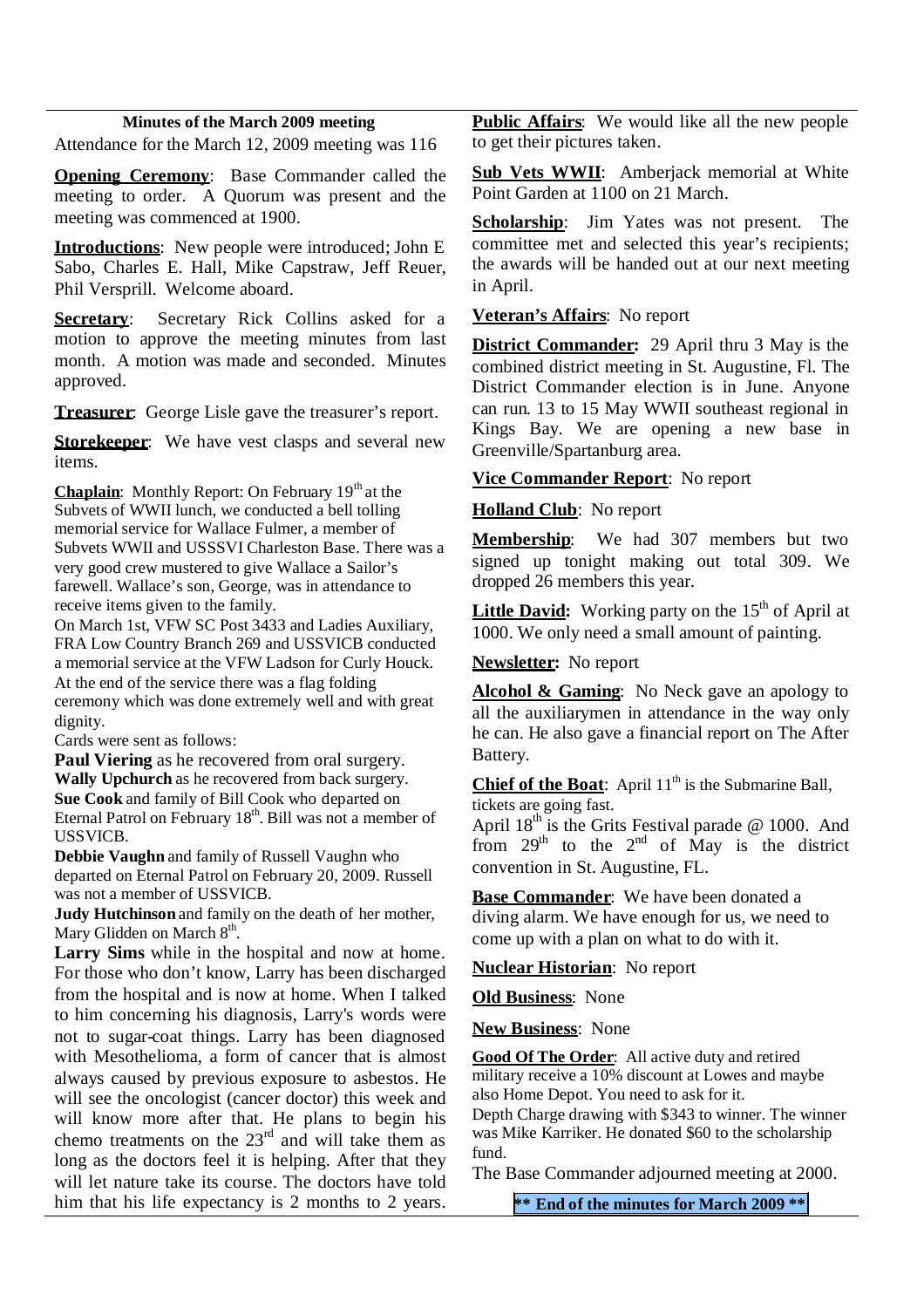## Minutes of the March 2009 meeting

Attendance for the March 12, 2009 meeting was 116

**Opening Ceremony**: Base Commander called the meeting to order. A Quorum was present and the meeting was commenced at 1900.

**Introductions**: New people were introduced; John E Sabo, Charles E. Hall, Mike Capstraw, Jeff Reuer, Phil Versprill. Welcome aboard.

**Secretary**: Secretary Rick Collins asked for a motion to approve the meeting minutes from last month. A motion was made and seconded. Minutes approved.

**Treasurer**: George Lisle gave the treasurer's report.

**Storekeeper**: We have vest clasps and several new items.

**Chaplain**: Monthly Report: On February 19th at the Subvets of WWII lunch, we conducted a bell tolling memorial service for Wallace Fulmer, a member of Subvets WWII and USSSVI Charleston Base. There was a very good crew mustered to give Wallace a Sailor's farewell. Wallace's son, George, was in attendance to receive items given to the family.

On March 1st, VFW SC Post 3433 and Ladies Auxiliary, FRA Low Country Branch 269 and USSVICB conducted a memorial service at the VFW Ladson for Curly Houck. At the end of the service there was a flag folding ceremony which was done extremely well and with great dignity.

Cards were sent as follows:

**Paul Viering** as he recovered from oral surgery.

**Wally Upchurch** as he recovered from back surgery.

**Sue Cook** and family of Bill Cook who departed on Eternal Patrol on February 18th. Bill was not a member of USSVICB.

**Debbie Vaughn** and family of Russell Vaughn who departed on Eternal Patrol on February 20, 2009. Russell was not a member of USSVICB.

**Judy Hutchinson** and family on the death of her mother, Mary Glidden on March 8th.

**Larry Sims** while in the hospital and now at home. For those who don't know, Larry has been discharged from the hospital and is now at home. When I talked to him concerning his diagnosis, Larry's words were not to sugar-coat things. Larry has been diagnosed with Mesothelioma, a form of cancer that is almost always caused by previous exposure to asbestos. He will see the oncologist (cancer doctor) this week and will know more after that. He plans to begin his chemo treatments on the 23rd and will take them as long as the doctors feel it is helping. After that they will let nature take its course. The doctors have told him that his life expectancy is 2 months to 2 years.

**Public Affairs**: We would like all the new people to get their pictures taken.

**Sub Vets WWII**: Amberjack memorial at White Point Garden at 1100 on 21 March.

**Scholarship**: Jim Yates was not present. The committee met and selected this year's recipients; the awards will be handed out at our next meeting in April.

**Veteran's Affairs**: No report

**District Commander:** 29 April thru 3 May is the combined district meeting in St. Augustine, Fl. The District Commander election is in June. Anyone can run. 13 to 15 May WWII southeast regional in Kings Bay. We are opening a new base in Greenville/Spartanburg area.

**Vice Commander Report**: No report

**Holland Club**: No report

**Membership**: We had 307 members but two signed up tonight making out total 309. We dropped 26 members this year.

**Little David:** Working party on the 15th of April at 1000. We only need a small amount of painting.

**Newsletter:** No report

**Alcohol & Gaming**: No Neck gave an apology to all the auxiliarymen in attendance in the way only he can. He also gave a financial report on The After Battery.

**Chief of the Boat**: April 11th is the Submarine Ball, tickets are going fast.

April 18th is the Grits Festival parade @ 1000. And from 29th to the 2nd of May is the district convention in St. Augustine, FL.

**Base Commander**: We have been donated a diving alarm. We have enough for us, we need to come up with a plan on what to do with it.

**Nuclear Historian**: No report

**Old Business**: None

**New Business**: None

**Good Of The Order**: All active duty and retired military receive a 10% discount at Lowes and maybe also Home Depot. You need to ask for it.

Depth Charge drawing with $343 to winner. The winner was Mike Karriker. He donated $60 to the scholarship fund.

The Base Commander adjourned meeting at 2000.

**\*\* End of the minutes for March 2009 \*\***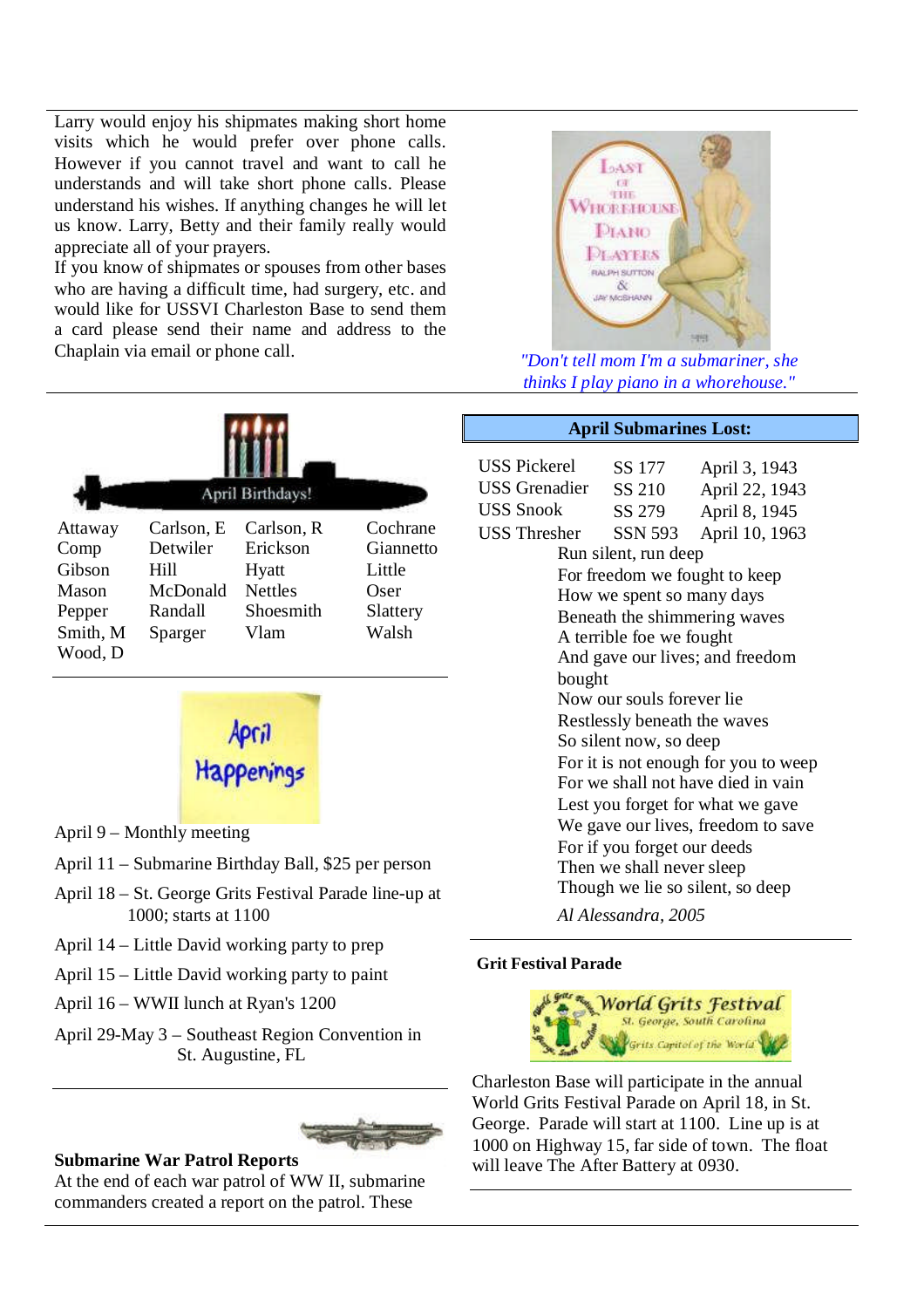Larry would enjoy his shipmates making short home visits which he would prefer over phone calls. However if you cannot travel and want to call he understands and will take short phone calls. Please understand his wishes. If anything changes he will let us know. Larry, Betty and their family really would appreciate all of your prayers.

If you know of shipmates or spouses from other bases who are having a difficult time, had surgery, etc. and would like for USSVI Charleston Base to send them a card please send their name and address to the Chaplain via email or phone call.

*"Don't tell mom I'm a submariner, she thinks I play piano in a whorehouse."*

## April Birthdays!

| | | | |
|---|---|---|---|
| Attaway | Carlson, E | Carlson, R | Cochrane |
| Comp | Detwiler | Erickson | Giannetto |
| Gibson | Hill | Hyatt | Little |
| Mason | McDonald | Nettles | Oser |
| Pepper | Randall | Shoesmith | Slattery |
| Smith, M | Sparger | Vlam | Walsh |
| Wood, D | | | |

## April Happenings

April 9 – Monthly meeting

April 11 – Submarine Birthday Ball, $25 per person

April 18 – St. George Grits Festival Parade line-up at 1000; starts at 1100

April 14 – Little David working party to prep

April 15 – Little David working party to paint

April 16 – WWII lunch at Ryan's 1200

April 29-May 3 – Southeast Region Convention in St. Augustine, FL

## April Submarines Lost:

| | | |
|---|---|---|
| USS Pickerel | SS 177 | April 3, 1943 |
| USS Grenadier | SS 210 | April 22, 1943 |
| USS Snook | SS 279 | April 8, 1945 |
| USS Thresher | SSN 593 | April 10, 1963 |

Run silent, run deep
For freedom we fought to keep
How we spent so many days
Beneath the shimmering waves
A terrible foe we fought
And gave our lives; and freedom bought
Now our souls forever lie
Restlessly beneath the waves
So silent now, so deep
For it is not enough for you to weep
For we shall not have died in vain
Lest you forget for what we gave
We gave our lives, freedom to save
For if you forget our deeds
Then we shall never sleep
Though we lie so silent, so deep

*Al Alessandra, 2005*

### Grit Festival Parade

Charleston Base will participate in the annual World Grits Festival Parade on April 18, in St. George. Parade will start at 1100. Line up is at 1000 on Highway 15, far side of town. The float will leave The After Battery at 0930.

### Submarine War Patrol Reports

At the end of each war patrol of WW II, submarine commanders created a report on the patrol. These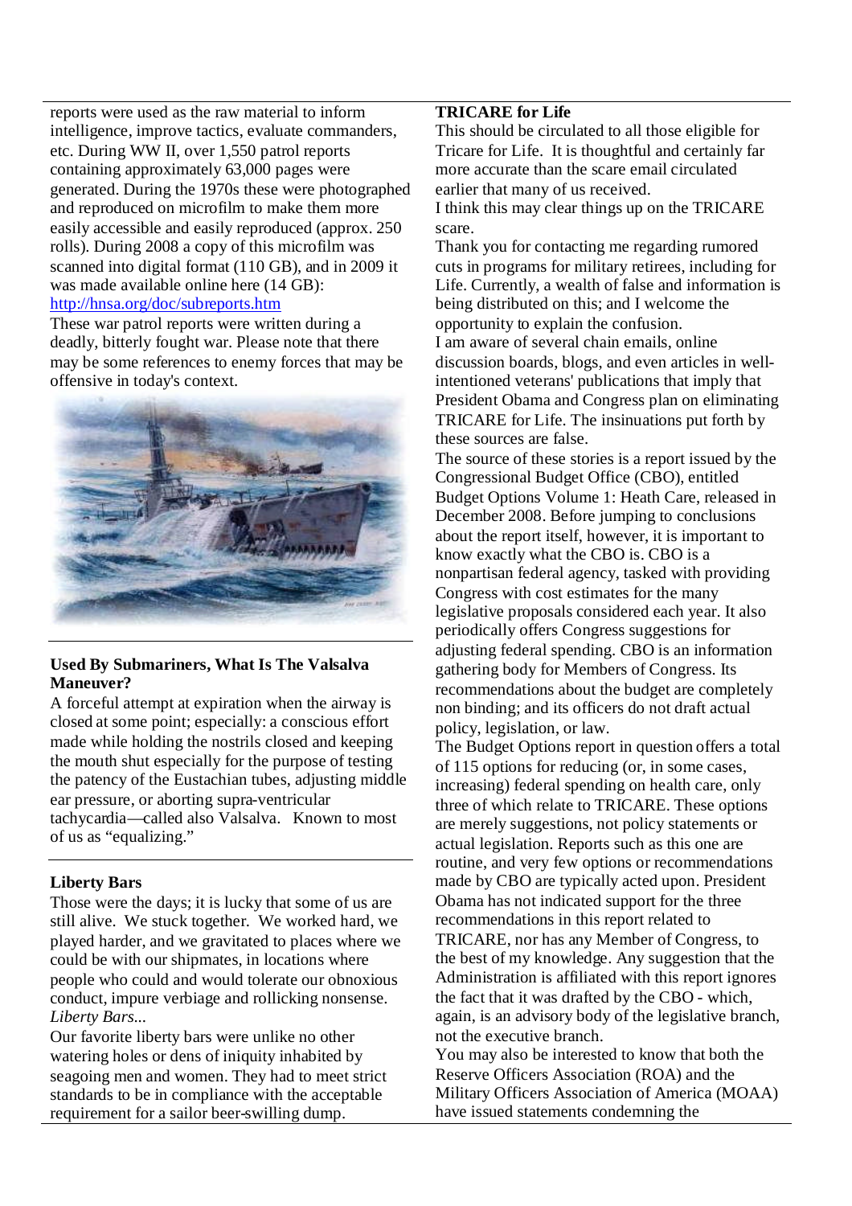reports were used as the raw material to inform intelligence, improve tactics, evaluate commanders, etc. During WW II, over 1,550 patrol reports containing approximately 63,000 pages were generated. During the 1970s these were photographed and reproduced on microfilm to make them more easily accessible and easily reproduced (approx. 250 rolls). During 2008 a copy of this microfilm was scanned into digital format (110 GB), and in 2009 it was made available online here (14 GB): http://hnsa.org/doc/subreports.htm

These war patrol reports were written during a deadly, bitterly fought war. Please note that there may be some references to enemy forces that may be offensive in today's context.

### Used By Submariners, What Is The Valsalva Maneuver?

A forceful attempt at expiration when the airway is closed at some point; especially: a conscious effort made while holding the nostrils closed and keeping the mouth shut especially for the purpose of testing the patency of the Eustachian tubes, adjusting middle ear pressure, or aborting supra-ventricular tachycardia—called also Valsalva. Known to most of us as "equalizing."

### Liberty Bars

Those were the days; it is lucky that some of us are still alive. We stuck together. We worked hard, we played harder, and we gravitated to places where we could be with our shipmates, in locations where people who could and would tolerate our obnoxious conduct, impure verbiage and rollicking nonsense. *Liberty Bars...*

Our favorite liberty bars were unlike no other watering holes or dens of iniquity inhabited by seagoing men and women. They had to meet strict standards to be in compliance with the acceptable requirement for a sailor beer-swilling dump.

### TRICARE for Life

This should be circulated to all those eligible for Tricare for Life. It is thoughtful and certainly far more accurate than the scare email circulated earlier that many of us received.

I think this may clear things up on the TRICARE scare.

Thank you for contacting me regarding rumored cuts in programs for military retirees, including for Life. Currently, a wealth of false and information is being distributed on this; and I welcome the opportunity to explain the confusion.

I am aware of several chain emails, online discussion boards, blogs, and even articles in well-intentioned veterans' publications that imply that President Obama and Congress plan on eliminating TRICARE for Life. The insinuations put forth by these sources are false.

The source of these stories is a report issued by the Congressional Budget Office (CBO), entitled Budget Options Volume 1: Heath Care, released in December 2008. Before jumping to conclusions about the report itself, however, it is important to know exactly what the CBO is. CBO is a nonpartisan federal agency, tasked with providing Congress with cost estimates for the many legislative proposals considered each year. It also periodically offers Congress suggestions for adjusting federal spending. CBO is an information gathering body for Members of Congress. Its recommendations about the budget are completely non binding; and its officers do not draft actual policy, legislation, or law.

The Budget Options report in question offers a total of 115 options for reducing (or, in some cases, increasing) federal spending on health care, only three of which relate to TRICARE. These options are merely suggestions, not policy statements or actual legislation. Reports such as this one are routine, and very few options or recommendations made by CBO are typically acted upon. President Obama has not indicated support for the three recommendations in this report related to TRICARE, nor has any Member of Congress, to the best of my knowledge. Any suggestion that the Administration is affiliated with this report ignores the fact that it was drafted by the CBO - which, again, is an advisory body of the legislative branch, not the executive branch.

You may also be interested to know that both the Reserve Officers Association (ROA) and the Military Officers Association of America (MOAA) have issued statements condemning the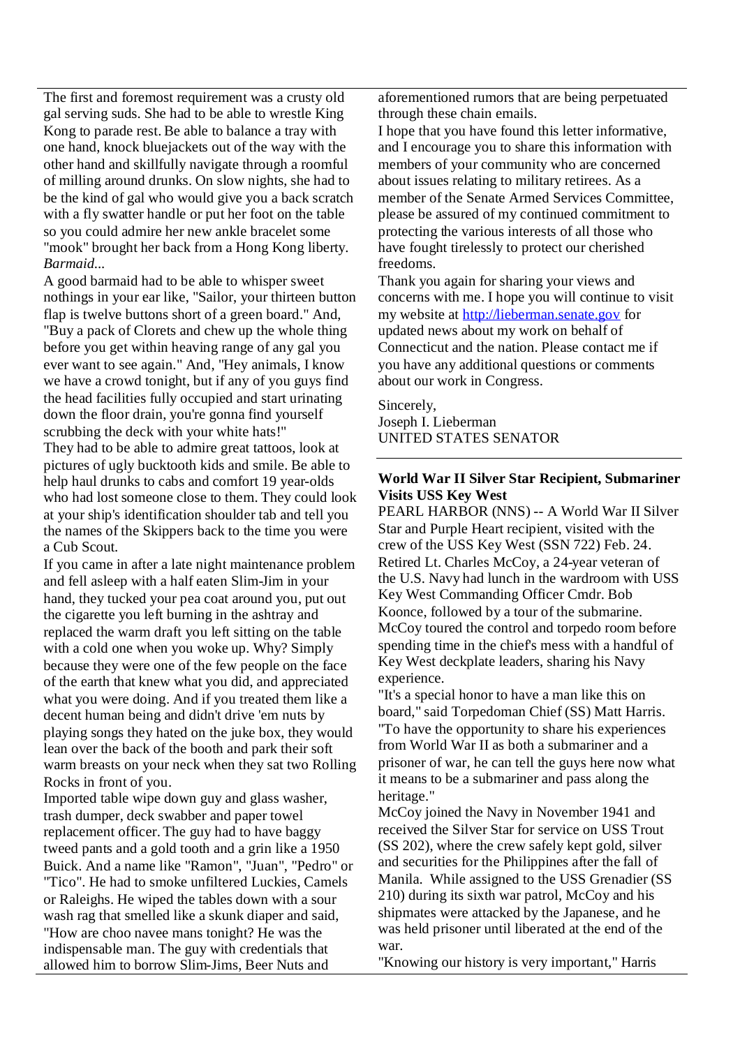The first and foremost requirement was a crusty old gal serving suds. She had to be able to wrestle King Kong to parade rest. Be able to balance a tray with one hand, knock bluejackets out of the way with the other hand and skillfully navigate through a roomful of milling around drunks. On slow nights, she had to be the kind of gal who would give you a back scratch with a fly swatter handle or put her foot on the table so you could admire her new ankle bracelet some "mook" brought her back from a Hong Kong liberty.

*Barmaid...*

A good barmaid had to be able to whisper sweet nothings in your ear like, "Sailor, your thirteen button flap is twelve buttons short of a green board." And, "Buy a pack of Clorets and chew up the whole thing before you get within heaving range of any gal you ever want to see again." And, "Hey animals, I know we have a crowd tonight, but if any of you guys find the head facilities fully occupied and start urinating down the floor drain, you're gonna find yourself scrubbing the deck with your white hats!"

They had to be able to admire great tattoos, look at pictures of ugly bucktooth kids and smile. Be able to help haul drunks to cabs and comfort 19 year-olds who had lost someone close to them. They could look at your ship's identification shoulder tab and tell you the names of the Skippers back to the time you were a Cub Scout.

If you came in after a late night maintenance problem and fell asleep with a half eaten Slim-Jim in your hand, they tucked your pea coat around you, put out the cigarette you left burning in the ashtray and replaced the warm draft you left sitting on the table with a cold one when you woke up. Why? Simply because they were one of the few people on the face of the earth that knew what you did, and appreciated what you were doing. And if you treated them like a decent human being and didn't drive 'em nuts by playing songs they hated on the juke box, they would lean over the back of the booth and park their soft warm breasts on your neck when they sat two Rolling Rocks in front of you.

Imported table wipe down guy and glass washer, trash dumper, deck swabber and paper towel replacement officer. The guy had to have baggy tweed pants and a gold tooth and a grin like a 1950 Buick. And a name like "Ramon", "Juan", "Pedro" or "Tico". He had to smoke unfiltered Luckies, Camels or Raleighs. He wiped the tables down with a sour wash rag that smelled like a skunk diaper and said, "How are choo navee mans tonight? He was the indispensable man. The guy with credentials that allowed him to borrow Slim-Jims, Beer Nuts and

aforementioned rumors that are being perpetuated through these chain emails.

I hope that you have found this letter informative, and I encourage you to share this information with members of your community who are concerned about issues relating to military retirees. As a member of the Senate Armed Services Committee, please be assured of my continued commitment to protecting the various interests of all those who have fought tirelessly to protect our cherished freedoms.

Thank you again for sharing your views and concerns with me. I hope you will continue to visit my website at http://lieberman.senate.gov for updated news about my work on behalf of Connecticut and the nation. Please contact me if you have any additional questions or comments about our work in Congress.

Sincerely,
Joseph I. Lieberman
UNITED STATES SENATOR

**World War II Silver Star Recipient, Submariner Visits USS Key West**

PEARL HARBOR (NNS) -- A World War II Silver Star and Purple Heart recipient, visited with the crew of the USS Key West (SSN 722) Feb. 24. Retired Lt. Charles McCoy, a 24-year veteran of the U.S. Navy had lunch in the wardroom with USS Key West Commanding Officer Cmdr. Bob Koonce, followed by a tour of the submarine. McCoy toured the control and torpedo room before spending time in the chief's mess with a handful of Key West deckplate leaders, sharing his Navy experience.

"It's a special honor to have a man like this on board," said Torpedoman Chief (SS) Matt Harris. "To have the opportunity to share his experiences from World War II as both a submariner and a prisoner of war, he can tell the guys here now what it means to be a submariner and pass along the heritage."

McCoy joined the Navy in November 1941 and received the Silver Star for service on USS Trout (SS 202), where the crew safely kept gold, silver and securities for the Philippines after the fall of Manila. While assigned to the USS Grenadier (SS 210) during its sixth war patrol, McCoy and his shipmates were attacked by the Japanese, and he was held prisoner until liberated at the end of the war.

"Knowing our history is very important," Harris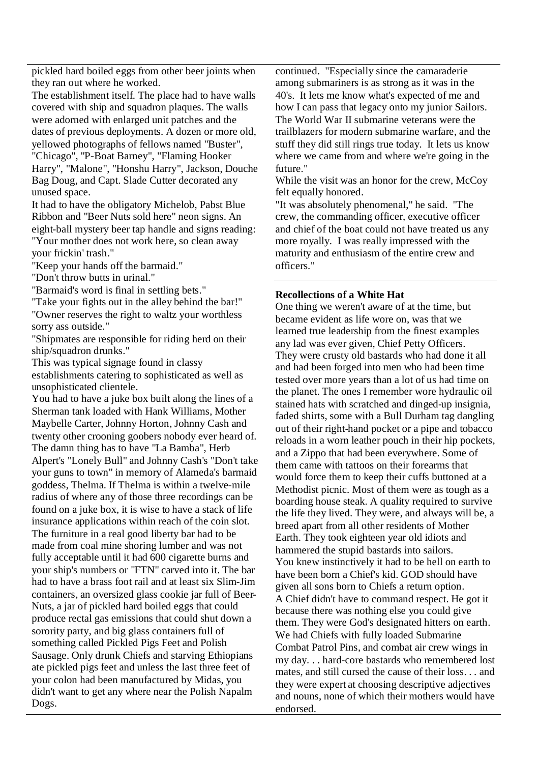pickled hard boiled eggs from other beer joints when they ran out where he worked.

The establishment itself. The place had to have walls covered with ship and squadron plaques. The walls were adorned with enlarged unit patches and the dates of previous deployments. A dozen or more old, yellowed photographs of fellows named "Buster", "Chicago", "P-Boat Barney", "Flaming Hooker Harry", "Malone", "Honshu Harry", Jackson, Douche Bag Doug, and Capt. Slade Cutter decorated any unused space.

It had to have the obligatory Michelob, Pabst Blue Ribbon and "Beer Nuts sold here" neon signs. An eight-ball mystery beer tap handle and signs reading: "Your mother does not work here, so clean away your frickin' trash."

"Keep your hands off the barmaid."

"Don't throw butts in urinal."

"Barmaid's word is final in settling bets."

"Take your fights out in the alley behind the bar!"

"Owner reserves the right to waltz your worthless sorry ass outside."

"Shipmates are responsible for riding herd on their ship/squadron drunks."

This was typical signage found in classy establishments catering to sophisticated as well as unsophisticated clientele.

You had to have a juke box built along the lines of a Sherman tank loaded with Hank Williams, Mother Maybelle Carter, Johnny Horton, Johnny Cash and twenty other crooning goobers nobody ever heard of. The damn thing has to have "La Bamba", Herb Alpert's "Lonely Bull" and Johnny Cash's "Don't take your guns to town" in memory of Alameda's barmaid goddess, Thelma. If Thelma is within a twelve-mile radius of where any of those three recordings can be found on a juke box, it is wise to have a stack of life insurance applications within reach of the coin slot.

The furniture in a real good liberty bar had to be made from coal mine shoring lumber and was not fully acceptable until it had 600 cigarette burns and your ship's numbers or "FTN" carved into it. The bar had to have a brass foot rail and at least six Slim-Jim containers, an oversized glass cookie jar full of Beer-Nuts, a jar of pickled hard boiled eggs that could produce rectal gas emissions that could shut down a sorority party, and big glass containers full of something called Pickled Pigs Feet and Polish Sausage. Only drunk Chiefs and starving Ethiopians ate pickled pigs feet and unless the last three feet of your colon had been manufactured by Midas, you didn't want to get any where near the Polish Napalm Dogs.

continued. "Especially since the camaraderie among submariners is as strong as it was in the 40's. It lets me know what's expected of me and how I can pass that legacy onto my junior Sailors. The World War II submarine veterans were the trailblazers for modern submarine warfare, and the stuff they did still rings true today. It lets us know where we came from and where we're going in the future."

While the visit was an honor for the crew, McCoy felt equally honored.

"It was absolutely phenomenal," he said. "The crew, the commanding officer, executive officer and chief of the boat could not have treated us any more royally. I was really impressed with the maturity and enthusiasm of the entire crew and officers."

**Recollections of a White Hat**

One thing we weren't aware of at the time, but became evident as life wore on, was that we learned true leadership from the finest examples any lad was ever given, Chief Petty Officers. They were crusty old bastards who had done it all and had been forged into men who had been time tested over more years than a lot of us had time on the planet. The ones I remember wore hydraulic oil stained hats with scratched and dinged-up insignia, faded shirts, some with a Bull Durham tag dangling out of their right-hand pocket or a pipe and tobacco reloads in a worn leather pouch in their hip pockets, and a Zippo that had been everywhere. Some of them came with tattoos on their forearms that would force them to keep their cuffs buttoned at a Methodist picnic. Most of them were as tough as a boarding house steak. A quality required to survive the life they lived. They were, and always will be, a breed apart from all other residents of Mother Earth. They took eighteen year old idiots and hammered the stupid bastards into sailors.

You knew instinctively it had to be hell on earth to have been born a Chief's kid. GOD should have given all sons born to Chiefs a return option.

A Chief didn't have to command respect. He got it because there was nothing else you could give them. They were God's designated hitters on earth.

We had Chiefs with fully loaded Submarine Combat Patrol Pins, and combat air crew wings in my day. . . hard-core bastards who remembered lost mates, and still cursed the cause of their loss. . . and they were expert at choosing descriptive adjectives and nouns, none of which their mothers would have endorsed.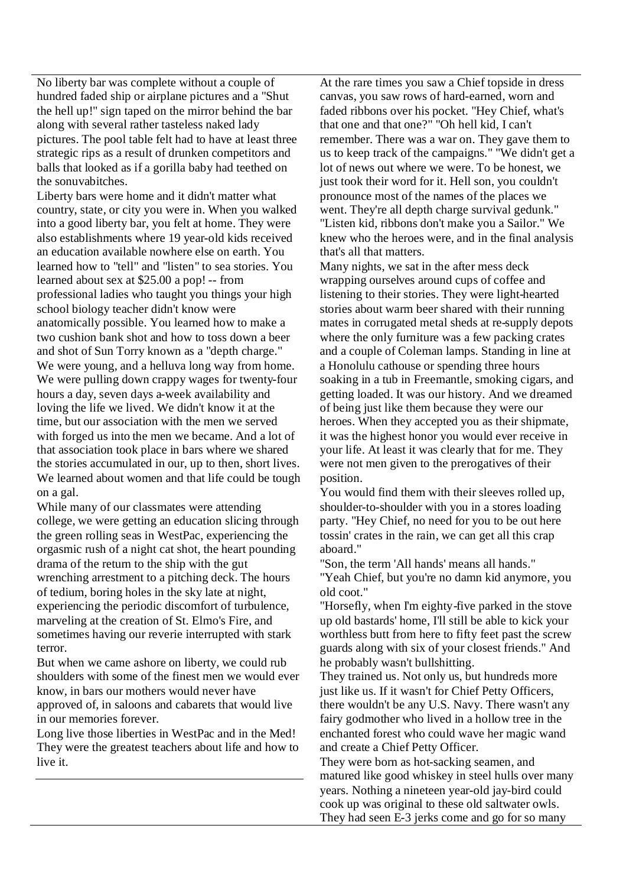No liberty bar was complete without a couple of hundred faded ship or airplane pictures and a "Shut the hell up!" sign taped on the mirror behind the bar along with several rather tasteless naked lady pictures. The pool table felt had to have at least three strategic rips as a result of drunken competitors and balls that looked as if a gorilla baby had teethed on the sonuvabitches.

Liberty bars were home and it didn't matter what country, state, or city you were in. When you walked into a good liberty bar, you felt at home. They were also establishments where 19 year-old kids received an education available nowhere else on earth. You learned how to "tell" and "listen" to sea stories. You learned about sex at $25.00 a pop! -- from professional ladies who taught you things your high school biology teacher didn't know were anatomically possible. You learned how to make a two cushion bank shot and how to toss down a beer and shot of Sun Torry known as a "depth charge." We were young, and a helluva long way from home. We were pulling down crappy wages for twenty-four hours a day, seven days a-week availability and loving the life we lived. We didn't know it at the time, but our association with the men we served with forged us into the men we became. And a lot of that association took place in bars where we shared the stories accumulated in our, up to then, short lives. We learned about women and that life could be tough on a gal.

While many of our classmates were attending college, we were getting an education slicing through the green rolling seas in WestPac, experiencing the orgasmic rush of a night cat shot, the heart pounding drama of the return to the ship with the gut wrenching arrestment to a pitching deck. The hours of tedium, boring holes in the sky late at night, experiencing the periodic discomfort of turbulence, marveling at the creation of St. Elmo's Fire, and sometimes having our reverie interrupted with stark terror.

But when we came ashore on liberty, we could rub shoulders with some of the finest men we would ever know, in bars our mothers would never have approved of, in saloons and cabarets that would live in our memories forever.

Long live those liberties in WestPac and in the Med! They were the greatest teachers about life and how to live it.

---

At the rare times you saw a Chief topside in dress canvas, you saw rows of hard-earned, worn and faded ribbons over his pocket. "Hey Chief, what's that one and that one?" "Oh hell kid, I can't remember. There was a war on. They gave them to us to keep track of the campaigns." "We didn't get a lot of news out where we were. To be honest, we just took their word for it. Hell son, you couldn't pronounce most of the names of the places we went. They're all depth charge survival gedunk." "Listen kid, ribbons don't make you a Sailor." We knew who the heroes were, and in the final analysis that's all that matters.

Many nights, we sat in the after mess deck wrapping ourselves around cups of coffee and listening to their stories. They were light-hearted stories about warm beer shared with their running mates in corrugated metal sheds at re-supply depots where the only furniture was a few packing crates and a couple of Coleman lamps. Standing in line at a Honolulu cathouse or spending three hours soaking in a tub in Freemantle, smoking cigars, and getting loaded. It was our history. And we dreamed of being just like them because they were our heroes. When they accepted you as their shipmate, it was the highest honor you would ever receive in your life. At least it was clearly that for me. They were not men given to the prerogatives of their position.

You would find them with their sleeves rolled up, shoulder-to-shoulder with you in a stores loading party. "Hey Chief, no need for you to be out here tossin' crates in the rain, we can get all this crap aboard."

"Son, the term 'All hands' means all hands."

"Yeah Chief, but you're no damn kid anymore, you old coot."

"Horsefly, when I'm eighty-five parked in the stove up old bastards' home, I'll still be able to kick your worthless butt from here to fifty feet past the screw guards along with six of your closest friends." And he probably wasn't bullshitting.

They trained us. Not only us, but hundreds more just like us. If it wasn't for Chief Petty Officers, there wouldn't be any U.S. Navy. There wasn't any fairy godmother who lived in a hollow tree in the enchanted forest who could wave her magic wand and create a Chief Petty Officer.

They were born as hot-sacking seamen, and matured like good whiskey in steel hulls over many years. Nothing a nineteen year-old jay-bird could cook up was original to these old saltwater owls. They had seen E-3 jerks come and go for so many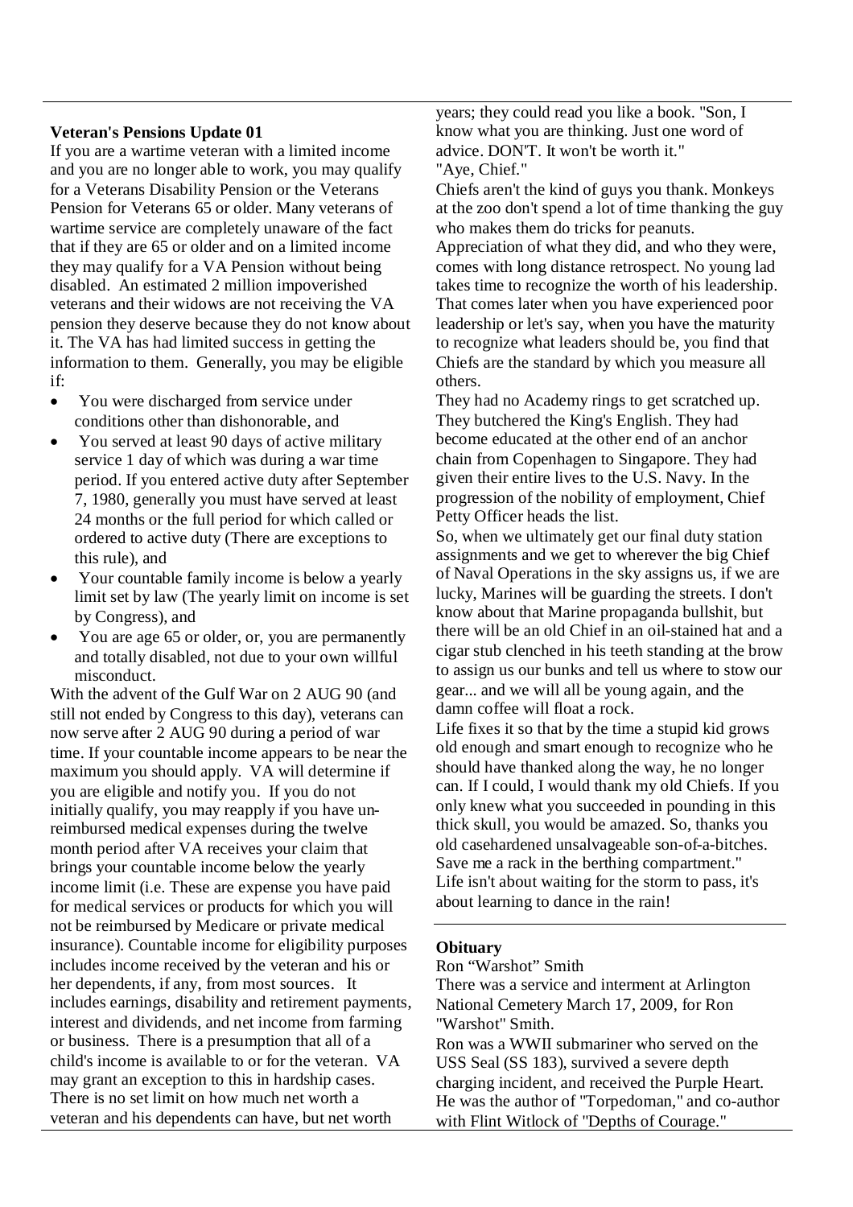### Veteran's Pensions Update 01

If you are a wartime veteran with a limited income and you are no longer able to work, you may qualify for a Veterans Disability Pension or the Veterans Pension for Veterans 65 or older. Many veterans of wartime service are completely unaware of the fact that if they are 65 or older and on a limited income they may qualify for a VA Pension without being disabled. An estimated 2 million impoverished veterans and their widows are not receiving the VA pension they deserve because they do not know about it. The VA has had limited success in getting the information to them. Generally, you may be eligible if:

- You were discharged from service under conditions other than dishonorable, and
- You served at least 90 days of active military service 1 day of which was during a war time period. If you entered active duty after September 7, 1980, generally you must have served at least 24 months or the full period for which called or ordered to active duty (There are exceptions to this rule), and
- Your countable family income is below a yearly limit set by law (The yearly limit on income is set by Congress), and
- You are age 65 or older, or, you are permanently and totally disabled, not due to your own willful misconduct.

With the advent of the Gulf War on 2 AUG 90 (and still not ended by Congress to this day), veterans can now serve after 2 AUG 90 during a period of war time. If your countable income appears to be near the maximum you should apply. VA will determine if you are eligible and notify you. If you do not initially qualify, you may reapply if you have un-reimbursed medical expenses during the twelve month period after VA receives your claim that brings your countable income below the yearly income limit (i.e. These are expense you have paid for medical services or products for which you will not be reimbursed by Medicare or private medical insurance). Countable income for eligibility purposes includes income received by the veteran and his or her dependents, if any, from most sources. It includes earnings, disability and retirement payments, interest and dividends, and net income from farming or business. There is a presumption that all of a child's income is available to or for the veteran. VA may grant an exception to this in hardship cases. There is no set limit on how much net worth a veteran and his dependents can have, but net worth

years; they could read you like a book. "Son, I know what you are thinking. Just one word of advice. DON'T. It won't be worth it."

"Aye, Chief."

Chiefs aren't the kind of guys you thank. Monkeys at the zoo don't spend a lot of time thanking the guy who makes them do tricks for peanuts.

Appreciation of what they did, and who they were, comes with long distance retrospect. No young lad takes time to recognize the worth of his leadership. That comes later when you have experienced poor leadership or let's say, when you have the maturity to recognize what leaders should be, you find that Chiefs are the standard by which you measure all others.

They had no Academy rings to get scratched up. They butchered the King's English. They had become educated at the other end of an anchor chain from Copenhagen to Singapore. They had given their entire lives to the U.S. Navy. In the progression of the nobility of employment, Chief Petty Officer heads the list.

So, when we ultimately get our final duty station assignments and we get to wherever the big Chief of Naval Operations in the sky assigns us, if we are lucky, Marines will be guarding the streets. I don't know about that Marine propaganda bullshit, but there will be an old Chief in an oil-stained hat and a cigar stub clenched in his teeth standing at the brow to assign us our bunks and tell us where to stow our gear... and we will all be young again, and the damn coffee will float a rock.

Life fixes it so that by the time a stupid kid grows old enough and smart enough to recognize who he should have thanked along the way, he no longer can. If I could, I would thank my old Chiefs. If you only knew what you succeeded in pounding in this thick skull, you would be amazed. So, thanks you old casehardened unsalvageable son-of-a-bitches. Save me a rack in the berthing compartment."

Life isn't about waiting for the storm to pass, it's about learning to dance in the rain!

### Obituary

Ron "Warshot" Smith

There was a service and interment at Arlington National Cemetery March 17, 2009, for Ron "Warshot" Smith.

Ron was a WWII submariner who served on the USS Seal (SS 183), survived a severe depth charging incident, and received the Purple Heart. He was the author of "Torpedoman," and co-author with Flint Witlock of "Depths of Courage."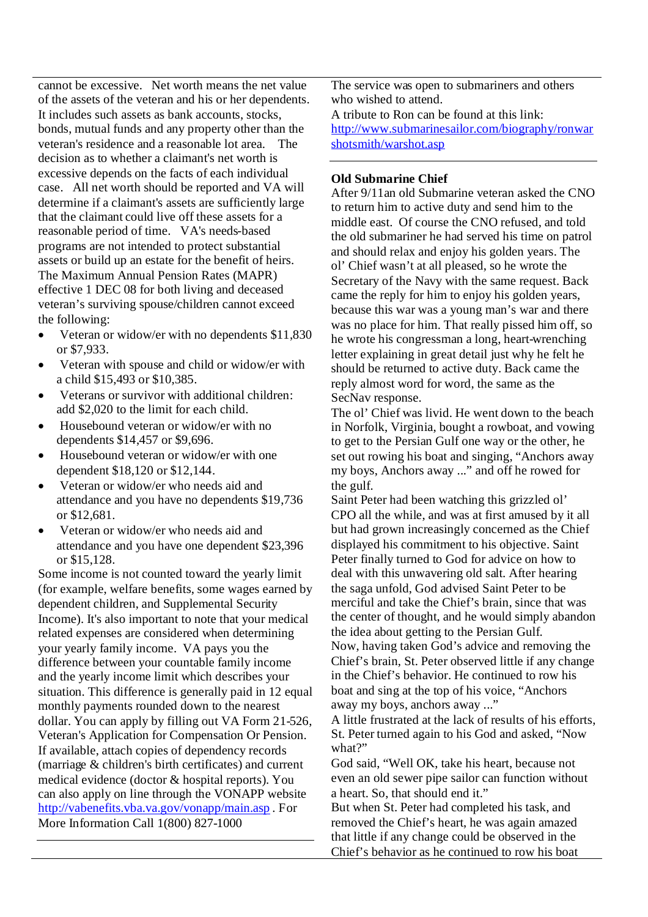cannot be excessive. Net worth means the net value of the assets of the veteran and his or her dependents. It includes such assets as bank accounts, stocks, bonds, mutual funds and any property other than the veteran's residence and a reasonable lot area. The decision as to whether a claimant's net worth is excessive depends on the facts of each individual case. All net worth should be reported and VA will determine if a claimant's assets are sufficiently large that the claimant could live off these assets for a reasonable period of time. VA's needs-based programs are not intended to protect substantial assets or build up an estate for the benefit of heirs. The Maximum Annual Pension Rates (MAPR) effective 1 DEC 08 for both living and deceased veteran's surviving spouse/children cannot exceed the following:

- Veteran or widow/er with no dependents $11,830 or $7,933.
- Veteran with spouse and child or widow/er with a child $15,493 or $10,385.
- Veterans or survivor with additional children: add $2,020 to the limit for each child.
- Housebound veteran or widow/er with no dependents $14,457 or $9,696.
- Housebound veteran or widow/er with one dependent $18,120 or $12,144.
- Veteran or widow/er who needs aid and attendance and you have no dependents $19,736 or $12,681.
- Veteran or widow/er who needs aid and attendance and you have one dependent $23,396 or $15,128.

Some income is not counted toward the yearly limit (for example, welfare benefits, some wages earned by dependent children, and Supplemental Security Income). It's also important to note that your medical related expenses are considered when determining your yearly family income. VA pays you the difference between your countable family income and the yearly income limit which describes your situation. This difference is generally paid in 12 equal monthly payments rounded down to the nearest dollar. You can apply by filling out VA Form 21-526, Veteran's Application for Compensation Or Pension. If available, attach copies of dependency records (marriage & children's birth certificates) and current medical evidence (doctor & hospital reports). You can also apply on line through the VONAPP website http://vabenefits.vba.va.gov/vonapp/main.asp . For More Information Call 1(800) 827-1000

---

The service was open to submariners and others who wished to attend.

A tribute to Ron can be found at this link: http://www.submarinesailor.com/biography/ronwarshotsmith/warshot.asp

---

**Old Submarine Chief**

After 9/11an old Submarine veteran asked the CNO to return him to active duty and send him to the middle east. Of course the CNO refused, and told the old submariner he had served his time on patrol and should relax and enjoy his golden years. The ol' Chief wasn't at all pleased, so he wrote the Secretary of the Navy with the same request. Back came the reply for him to enjoy his golden years, because this war was a young man's war and there was no place for him. That really pissed him off, so he wrote his congressman a long, heart-wrenching letter explaining in great detail just why he felt he should be returned to active duty. Back came the reply almost word for word, the same as the SecNav response.

The ol' Chief was livid. He went down to the beach in Norfolk, Virginia, bought a rowboat, and vowing to get to the Persian Gulf one way or the other, he set out rowing his boat and singing, "Anchors away my boys, Anchors away ..." and off he rowed for the gulf.

Saint Peter had been watching this grizzled ol' CPO all the while, and was at first amused by it all but had grown increasingly concerned as the Chief displayed his commitment to his objective. Saint Peter finally turned to God for advice on how to deal with this unwavering old salt. After hearing the saga unfold, God advised Saint Peter to be merciful and take the Chief's brain, since that was the center of thought, and he would simply abandon the idea about getting to the Persian Gulf.

Now, having taken God's advice and removing the Chief's brain, St. Peter observed little if any change in the Chief's behavior. He continued to row his boat and sing at the top of his voice, "Anchors away my boys, anchors away ..."

A little frustrated at the lack of results of his efforts, St. Peter turned again to his God and asked, "Now what?"

God said, "Well OK, take his heart, because not even an old sewer pipe sailor can function without a heart. So, that should end it."

But when St. Peter had completed his task, and removed the Chief's heart, he was again amazed that little if any change could be observed in the Chief's behavior as he continued to row his boat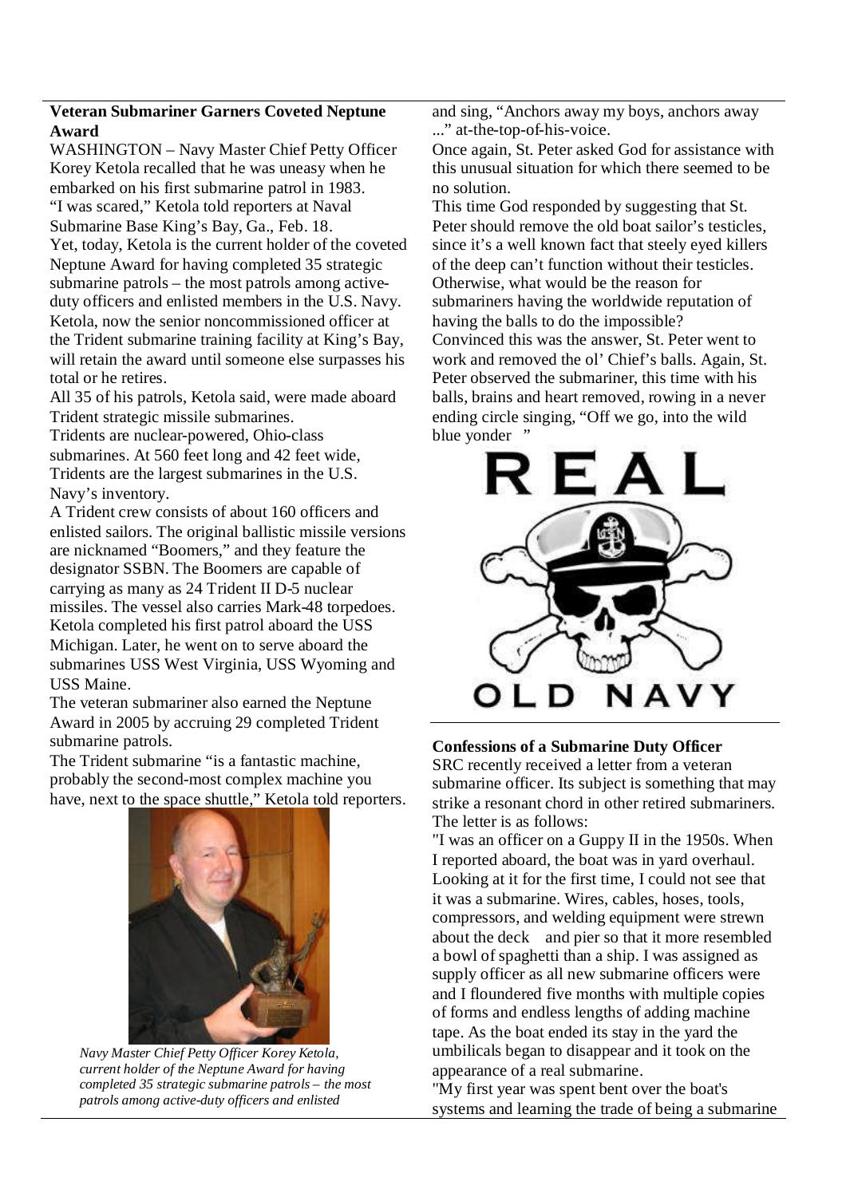## Veteran Submariner Garners Coveted Neptune Award

WASHINGTON – Navy Master Chief Petty Officer Korey Ketola recalled that he was uneasy when he embarked on his first submarine patrol in 1983.

"I was scared," Ketola told reporters at Naval Submarine Base King's Bay, Ga., Feb. 18.

Yet, today, Ketola is the current holder of the coveted Neptune Award for having completed 35 strategic submarine patrols – the most patrols among active-duty officers and enlisted members in the U.S. Navy.

Ketola, now the senior noncommissioned officer at the Trident submarine training facility at King's Bay, will retain the award until someone else surpasses his total or he retires.

All 35 of his patrols, Ketola said, were made aboard Trident strategic missile submarines.

Tridents are nuclear-powered, Ohio-class submarines. At 560 feet long and 42 feet wide, Tridents are the largest submarines in the U.S. Navy's inventory.

A Trident crew consists of about 160 officers and enlisted sailors. The original ballistic missile versions are nicknamed "Boomers," and they feature the designator SSBN. The Boomers are capable of carrying as many as 24 Trident II D-5 nuclear missiles. The vessel also carries Mark-48 torpedoes.

Ketola completed his first patrol aboard the USS Michigan. Later, he went on to serve aboard the submarines USS West Virginia, USS Wyoming and USS Maine.

The veteran submariner also earned the Neptune Award in 2005 by accruing 29 completed Trident submarine patrols.

The Trident submarine "is a fantastic machine, probably the second-most complex machine you have, next to the space shuttle," Ketola told reporters.

*Navy Master Chief Petty Officer Korey Ketola, current holder of the Neptune Award for having completed 35 strategic submarine patrols – the most patrols among active-duty officers and enlisted*

and sing, "Anchors away my boys, anchors away ..." at-the-top-of-his-voice.

Once again, St. Peter asked God for assistance with this unusual situation for which there seemed to be no solution.

This time God responded by suggesting that St. Peter should remove the old boat sailor's testicles, since it's a well known fact that steely eyed killers of the deep can't function without their testicles. Otherwise, what would be the reason for submariners having the worldwide reputation of having the balls to do the impossible?

Convinced this was the answer, St. Peter went to work and removed the ol' Chief's balls. Again, St. Peter observed the submariner, this time with his balls, brains and heart removed, rowing in a never ending circle singing, "Off we go, into the wild blue yonder "

REAL OLD NAVY

## Confessions of a Submarine Duty Officer

SRC recently received a letter from a veteran submarine officer. Its subject is something that may strike a resonant chord in other retired submariners. The letter is as follows:

"I was an officer on a Guppy II in the 1950s. When I reported aboard, the boat was in yard overhaul. Looking at it for the first time, I could not see that it was a submarine. Wires, cables, hoses, tools, compressors, and welding equipment were strewn about the deck and pier so that it more resembled a bowl of spaghetti than a ship. I was assigned as supply officer as all new submarine officers were and I floundered five months with multiple copies of forms and endless lengths of adding machine tape. As the boat ended its stay in the yard the umbilicals began to disappear and it took on the appearance of a real submarine.

"My first year was spent bent over the boat's systems and learning the trade of being a submarine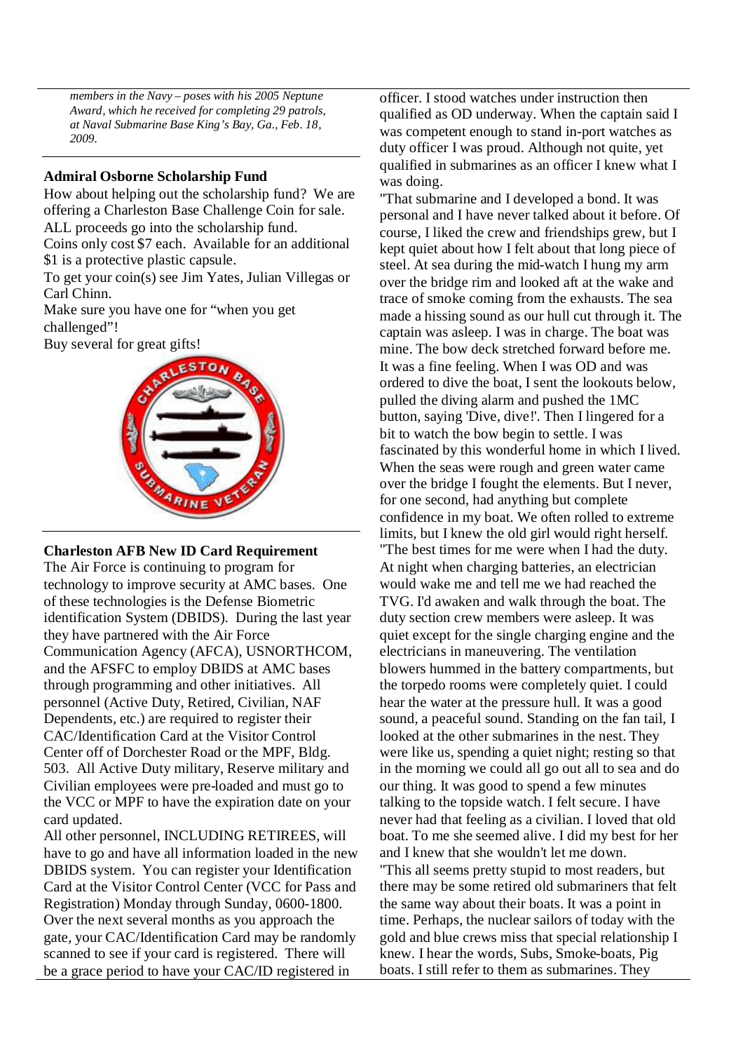*members in the Navy – poses with his 2005 Neptune Award, which he received for completing 29 patrols, at Naval Submarine Base King's Bay, Ga., Feb. 18, 2009.*

### Admiral Osborne Scholarship Fund

How about helping out the scholarship fund? We are offering a Charleston Base Challenge Coin for sale. ALL proceeds go into the scholarship fund.

Coins only cost $7 each. Available for an additional $1 is a protective plastic capsule.

To get your coin(s) see Jim Yates, Julian Villegas or Carl Chinn.

Make sure you have one for "when you get challenged"!

Buy several for great gifts!

### Charleston AFB New ID Card Requirement

The Air Force is continuing to program for technology to improve security at AMC bases. One of these technologies is the Defense Biometric identification System (DBIDS). During the last year they have partnered with the Air Force Communication Agency (AFCA), USNORTHCOM, and the AFSFC to employ DBIDS at AMC bases through programming and other initiatives. All personnel (Active Duty, Retired, Civilian, NAF Dependents, etc.) are required to register their CAC/Identification Card at the Visitor Control Center off of Dorchester Road or the MPF, Bldg. 503. All Active Duty military, Reserve military and Civilian employees were pre-loaded and must go to the VCC or MPF to have the expiration date on your card updated.

All other personnel, INCLUDING RETIREES, will have to go and have all information loaded in the new DBIDS system. You can register your Identification Card at the Visitor Control Center (VCC for Pass and Registration) Monday through Sunday, 0600-1800. Over the next several months as you approach the gate, your CAC/Identification Card may be randomly scanned to see if your card is registered. There will be a grace period to have your CAC/ID registered in

officer. I stood watches under instruction then qualified as OD underway. When the captain said I was competent enough to stand in-port watches as duty officer I was proud. Although not quite, yet qualified in submarines as an officer I knew what I was doing.

"That submarine and I developed a bond. It was personal and I have never talked about it before. Of course, I liked the crew and friendships grew, but I kept quiet about how I felt about that long piece of steel. At sea during the mid-watch I hung my arm over the bridge rim and looked aft at the wake and trace of smoke coming from the exhausts. The sea made a hissing sound as our hull cut through it. The captain was asleep. I was in charge. The boat was mine. The bow deck stretched forward before me. It was a fine feeling. When I was OD and was ordered to dive the boat, I sent the lookouts below, pulled the diving alarm and pushed the 1MC button, saying 'Dive, dive!'. Then I lingered for a bit to watch the bow begin to settle. I was fascinated by this wonderful home in which I lived. When the seas were rough and green water came over the bridge I fought the elements. But I never, for one second, had anything but complete confidence in my boat. We often rolled to extreme limits, but I knew the old girl would right herself. "The best times for me were when I had the duty. At night when charging batteries, an electrician would wake me and tell me we had reached the TVG. I'd awaken and walk through the boat. The duty section crew members were asleep. It was quiet except for the single charging engine and the electricians in maneuvering. The ventilation blowers hummed in the battery compartments, but the torpedo rooms were completely quiet. I could hear the water at the pressure hull. It was a good sound, a peaceful sound. Standing on the fan tail, I looked at the other submarines in the nest. They were like us, spending a quiet night; resting so that in the morning we could all go out all to sea and do our thing. It was good to spend a few minutes talking to the topside watch. I felt secure. I have never had that feeling as a civilian. I loved that old boat. To me she seemed alive. I did my best for her and I knew that she wouldn't let me down.

"This all seems pretty stupid to most readers, but there may be some retired old submariners that felt the same way about their boats. It was a point in time. Perhaps, the nuclear sailors of today with the gold and blue crews miss that special relationship I knew. I hear the words, Subs, Smoke-boats, Pig boats. I still refer to them as submarines. They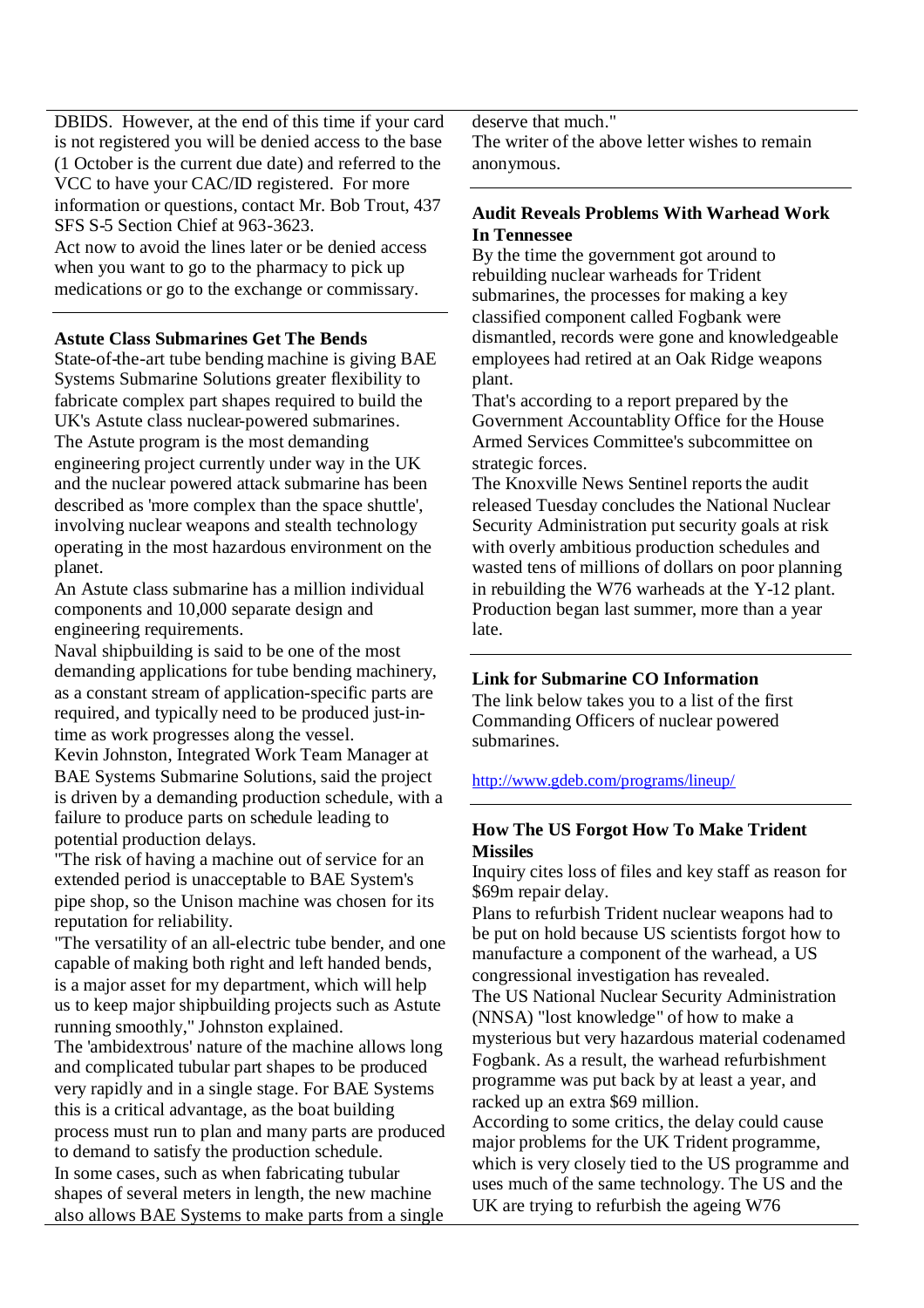DBIDS. However, at the end of this time if your card is not registered you will be denied access to the base (1 October is the current due date) and referred to the VCC to have your CAC/ID registered. For more information or questions, contact Mr. Bob Trout, 437 SFS S-5 Section Chief at 963-3623.
Act now to avoid the lines later or be denied access when you want to go to the pharmacy to pick up medications or go to the exchange or commissary.

---

**Astute Class Submarines Get The Bends**

State-of-the-art tube bending machine is giving BAE Systems Submarine Solutions greater flexibility to fabricate complex part shapes required to build the UK's Astute class nuclear-powered submarines.
The Astute program is the most demanding engineering project currently under way in the UK and the nuclear powered attack submarine has been described as 'more complex than the space shuttle', involving nuclear weapons and stealth technology operating in the most hazardous environment on the planet.
An Astute class submarine has a million individual components and 10,000 separate design and engineering requirements.
Naval shipbuilding is said to be one of the most demanding applications for tube bending machinery, as a constant stream of application-specific parts are required, and typically need to be produced just-in-time as work progresses along the vessel.
Kevin Johnston, Integrated Work Team Manager at BAE Systems Submarine Solutions, said the project is driven by a demanding production schedule, with a failure to produce parts on schedule leading to potential production delays.
"The risk of having a machine out of service for an extended period is unacceptable to BAE System's pipe shop, so the Unison machine was chosen for its reputation for reliability.
"The versatility of an all-electric tube bender, and one capable of making both right and left handed bends, is a major asset for my department, which will help us to keep major shipbuilding projects such as Astute running smoothly," Johnston explained.
The 'ambidextrous' nature of the machine allows long and complicated tubular part shapes to be produced very rapidly and in a single stage. For BAE Systems this is a critical advantage, as the boat building process must run to plan and many parts are produced to demand to satisfy the production schedule.
In some cases, such as when fabricating tubular shapes of several meters in length, the new machine also allows BAE Systems to make parts from a single

deserve that much."
The writer of the above letter wishes to remain anonymous.

---

**Audit Reveals Problems With Warhead Work In Tennessee**

By the time the government got around to rebuilding nuclear warheads for Trident submarines, the processes for making a key classified component called Fogbank were dismantled, records were gone and knowledgeable employees had retired at an Oak Ridge weapons plant.
That's according to a report prepared by the Government Accountablity Office for the House Armed Services Committee's subcommittee on strategic forces.
The Knoxville News Sentinel reports the audit released Tuesday concludes the National Nuclear Security Administration put security goals at risk with overly ambitious production schedules and wasted tens of millions of dollars on poor planning in rebuilding the W76 warheads at the Y-12 plant.
Production began last summer, more than a year late.

---

**Link for Submarine CO Information**

The link below takes you to a list of the first Commanding Officers of nuclear powered submarines.

http://www.gdeb.com/programs/lineup/

---

**How The US Forgot How To Make Trident Missiles**

Inquiry cites loss of files and key staff as reason for $69m repair delay.
Plans to refurbish Trident nuclear weapons had to be put on hold because US scientists forgot how to manufacture a component of the warhead, a US congressional investigation has revealed.
The US National Nuclear Security Administration (NNSA) "lost knowledge" of how to make a mysterious but very hazardous material codenamed Fogbank. As a result, the warhead refurbishment programme was put back by at least a year, and racked up an extra $69 million.
According to some critics, the delay could cause major problems for the UK Trident programme, which is very closely tied to the US programme and uses much of the same technology. The US and the UK are trying to refurbish the ageing W76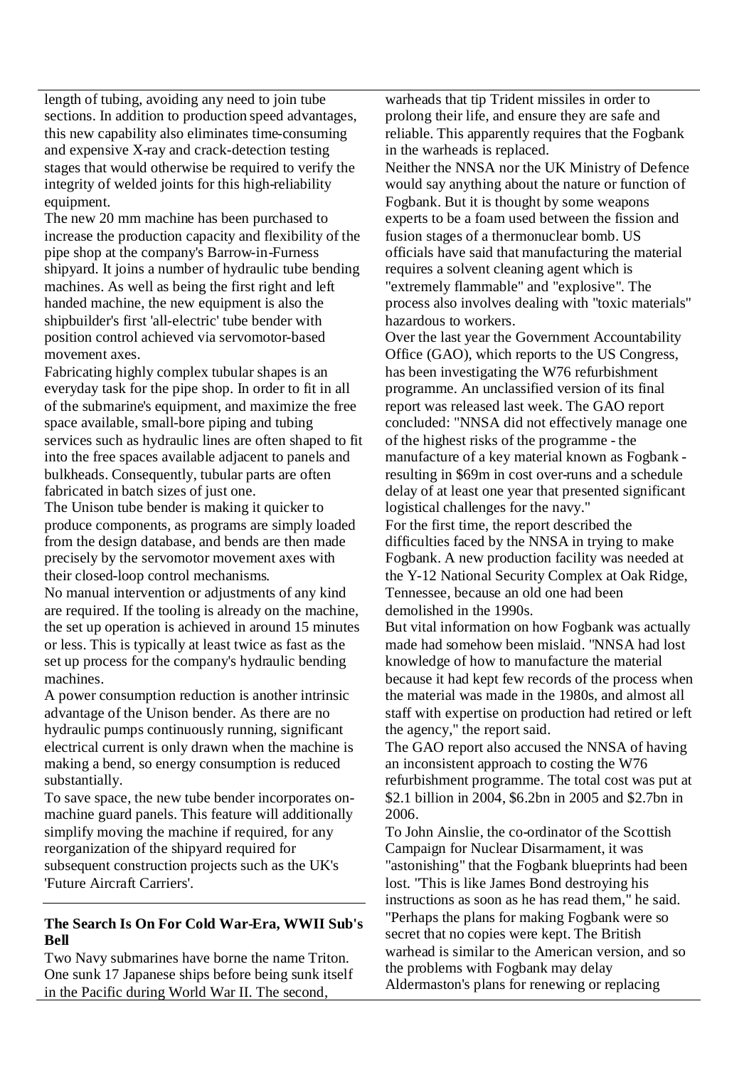length of tubing, avoiding any need to join tube sections. In addition to production speed advantages, this new capability also eliminates time-consuming and expensive X-ray and crack-detection testing stages that would otherwise be required to verify the integrity of welded joints for this high-reliability equipment.

The new 20 mm machine has been purchased to increase the production capacity and flexibility of the pipe shop at the company's Barrow-in-Furness shipyard. It joins a number of hydraulic tube bending machines. As well as being the first right and left handed machine, the new equipment is also the shipbuilder's first 'all-electric' tube bender with position control achieved via servomotor-based movement axes.

Fabricating highly complex tubular shapes is an everyday task for the pipe shop. In order to fit in all of the submarine's equipment, and maximize the free space available, small-bore piping and tubing services such as hydraulic lines are often shaped to fit into the free spaces available adjacent to panels and bulkheads. Consequently, tubular parts are often fabricated in batch sizes of just one.

The Unison tube bender is making it quicker to produce components, as programs are simply loaded from the design database, and bends are then made precisely by the servomotor movement axes with their closed-loop control mechanisms.

No manual intervention or adjustments of any kind are required. If the tooling is already on the machine, the set up operation is achieved in around 15 minutes or less. This is typically at least twice as fast as the set up process for the company's hydraulic bending machines.

A power consumption reduction is another intrinsic advantage of the Unison bender. As there are no hydraulic pumps continuously running, significant electrical current is only drawn when the machine is making a bend, so energy consumption is reduced substantially.

To save space, the new tube bender incorporates on-machine guard panels. This feature will additionally simplify moving the machine if required, for any reorganization of the shipyard required for subsequent construction projects such as the UK's 'Future Aircraft Carriers'.

### The Search Is On For Cold War-Era, WWII Sub's Bell

Two Navy submarines have borne the name Triton. One sunk 17 Japanese ships before being sunk itself in the Pacific during World War II. The second,

warheads that tip Trident missiles in order to prolong their life, and ensure they are safe and reliable. This apparently requires that the Fogbank in the warheads is replaced.

Neither the NNSA nor the UK Ministry of Defence would say anything about the nature or function of Fogbank. But it is thought by some weapons experts to be a foam used between the fission and fusion stages of a thermonuclear bomb. US officials have said that manufacturing the material requires a solvent cleaning agent which is "extremely flammable" and "explosive". The process also involves dealing with "toxic materials" hazardous to workers.

Over the last year the Government Accountability Office (GAO), which reports to the US Congress, has been investigating the W76 refurbishment programme. An unclassified version of its final report was released last week. The GAO report concluded: "NNSA did not effectively manage one of the highest risks of the programme - the manufacture of a key material known as Fogbank - resulting in $69m in cost over-runs and a schedule delay of at least one year that presented significant logistical challenges for the navy."

For the first time, the report described the difficulties faced by the NNSA in trying to make Fogbank. A new production facility was needed at the Y-12 National Security Complex at Oak Ridge, Tennessee, because an old one had been demolished in the 1990s.

But vital information on how Fogbank was actually made had somehow been mislaid. "NNSA had lost knowledge of how to manufacture the material because it had kept few records of the process when the material was made in the 1980s, and almost all staff with expertise on production had retired or left the agency," the report said.

The GAO report also accused the NNSA of having an inconsistent approach to costing the W76 refurbishment programme. The total cost was put at $2.1 billion in 2004, $6.2bn in 2005 and $2.7bn in 2006.

To John Ainslie, the co-ordinator of the Scottish Campaign for Nuclear Disarmament, it was "astonishing" that the Fogbank blueprints had been lost. "This is like James Bond destroying his instructions as soon as he has read them," he said. "Perhaps the plans for making Fogbank were so secret that no copies were kept. The British warhead is similar to the American version, and so the problems with Fogbank may delay Aldermaston's plans for renewing or replacing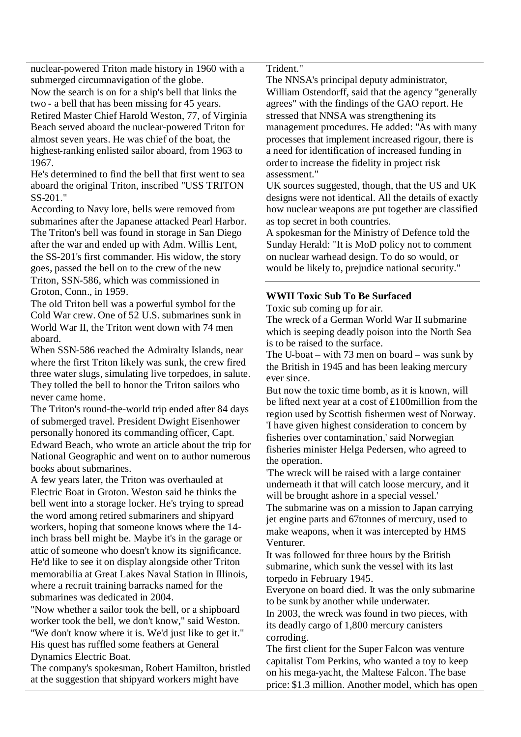nuclear-powered Triton made history in 1960 with a submerged circumnavigation of the globe.

Now the search is on for a ship's bell that links the two - a bell that has been missing for 45 years.

Retired Master Chief Harold Weston, 77, of Virginia Beach served aboard the nuclear-powered Triton for almost seven years. He was chief of the boat, the highest-ranking enlisted sailor aboard, from 1963 to 1967.

He's determined to find the bell that first went to sea aboard the original Triton, inscribed "USS TRITON SS-201."

According to Navy lore, bells were removed from submarines after the Japanese attacked Pearl Harbor. The Triton's bell was found in storage in San Diego after the war and ended up with Adm. Willis Lent, the SS-201's first commander. His widow, the story goes, passed the bell on to the crew of the new Triton, SSN-586, which was commissioned in Groton, Conn., in 1959.

The old Triton bell was a powerful symbol for the Cold War crew. One of 52 U.S. submarines sunk in World War II, the Triton went down with 74 men aboard.

When SSN-586 reached the Admiralty Islands, near where the first Triton likely was sunk, the crew fired three water slugs, simulating live torpedoes, in salute. They tolled the bell to honor the Triton sailors who never came home.

The Triton's round-the-world trip ended after 84 days of submerged travel. President Dwight Eisenhower personally honored its commanding officer, Capt. Edward Beach, who wrote an article about the trip for National Geographic and went on to author numerous books about submarines.

A few years later, the Triton was overhauled at Electric Boat in Groton. Weston said he thinks the bell went into a storage locker. He's trying to spread the word among retired submariners and shipyard workers, hoping that someone knows where the 14-inch brass bell might be. Maybe it's in the garage or attic of someone who doesn't know its significance. He'd like to see it on display alongside other Triton memorabilia at Great Lakes Naval Station in Illinois, where a recruit training barracks named for the submarines was dedicated in 2004.

"Now whether a sailor took the bell, or a shipboard worker took the bell, we don't know," said Weston. "We don't know where it is. We'd just like to get it."

His quest has ruffled some feathers at General Dynamics Electric Boat.

The company's spokesman, Robert Hamilton, bristled at the suggestion that shipyard workers might have

Trident."

The NNSA's principal deputy administrator, William Ostendorff, said that the agency "generally agrees" with the findings of the GAO report. He stressed that NNSA was strengthening its management procedures. He added: "As with many processes that implement increased rigour, there is a need for identification of increased funding in order to increase the fidelity in project risk assessment."

UK sources suggested, though, that the US and UK designs were not identical. All the details of exactly how nuclear weapons are put together are classified as top secret in both countries.

A spokesman for the Ministry of Defence told the Sunday Herald: "It is MoD policy not to comment on nuclear warhead design. To do so would, or would be likely to, prejudice national security."

---

**WWII Toxic Sub To Be Surfaced**

Toxic sub coming up for air.

The wreck of a German World War II submarine which is seeping deadly poison into the North Sea is to be raised to the surface.

The U-boat – with 73 men on board – was sunk by the British in 1945 and has been leaking mercury ever since.

But now the toxic time bomb, as it is known, will be lifted next year at a cost of £100million from the region used by Scottish fishermen west of Norway.

'I have given highest consideration to concern by fisheries over contamination,' said Norwegian fisheries minister Helga Pedersen, who agreed to the operation.

'The wreck will be raised with a large container underneath it that will catch loose mercury, and it will be brought ashore in a special vessel.'

The submarine was on a mission to Japan carrying jet engine parts and 67tonnes of mercury, used to make weapons, when it was intercepted by HMS Venturer.

It was followed for three hours by the British submarine, which sunk the vessel with its last torpedo in February 1945.

Everyone on board died. It was the only submarine to be sunk by another while underwater.

In 2003, the wreck was found in two pieces, with its deadly cargo of 1,800 mercury canisters corroding.

The first client for the Super Falcon was venture capitalist Tom Perkins, who wanted a toy to keep on his mega-yacht, the Maltese Falcon. The base price: $1.3 million. Another model, which has open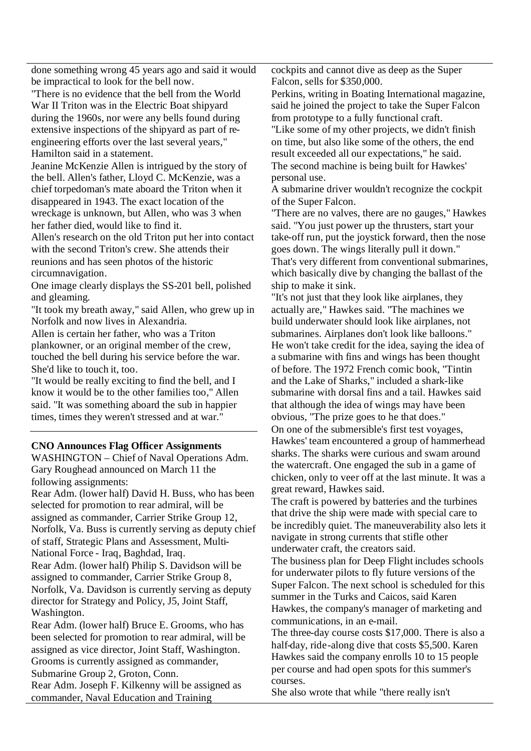done something wrong 45 years ago and said it would be impractical to look for the bell now.

"There is no evidence that the bell from the World War II Triton was in the Electric Boat shipyard during the 1960s, nor were any bells found during extensive inspections of the shipyard as part of re-engineering efforts over the last several years," Hamilton said in a statement.

Jeanine McKenzie Allen is intrigued by the story of the bell. Allen's father, Lloyd C. McKenzie, was a chief torpedoman's mate aboard the Triton when it disappeared in 1943. The exact location of the wreckage is unknown, but Allen, who was 3 when her father died, would like to find it.

Allen's research on the old Triton put her into contact with the second Triton's crew. She attends their reunions and has seen photos of the historic circumnavigation.

One image clearly displays the SS-201 bell, polished and gleaming.

"It took my breath away," said Allen, who grew up in Norfolk and now lives in Alexandria.

Allen is certain her father, who was a Triton plankowner, or an original member of the crew, touched the bell during his service before the war. She'd like to touch it, too.

"It would be really exciting to find the bell, and I know it would be to the other families too," Allen said. "It was something aboard the sub in happier times, times they weren't stressed and at war."

**CNO Announces Flag Officer Assignments**

WASHINGTON – Chief of Naval Operations Adm. Gary Roughead announced on March 11 the following assignments:

Rear Adm. (lower half) David H. Buss, who has been selected for promotion to rear admiral, will be assigned as commander, Carrier Strike Group 12, Norfolk, Va. Buss is currently serving as deputy chief of staff, Strategic Plans and Assessment, Multi-National Force - Iraq, Baghdad, Iraq.

Rear Adm. (lower half) Philip S. Davidson will be assigned to commander, Carrier Strike Group 8, Norfolk, Va. Davidson is currently serving as deputy director for Strategy and Policy, J5, Joint Staff, Washington.

Rear Adm. (lower half) Bruce E. Grooms, who has been selected for promotion to rear admiral, will be assigned as vice director, Joint Staff, Washington. Grooms is currently assigned as commander, Submarine Group 2, Groton, Conn.

Rear Adm. Joseph F. Kilkenny will be assigned as commander, Naval Education and Training

cockpits and cannot dive as deep as the Super Falcon, sells for $350,000.

Perkins, writing in Boating International magazine, said he joined the project to take the Super Falcon from prototype to a fully functional craft.

"Like some of my other projects, we didn't finish on time, but also like some of the others, the end result exceeded all our expectations," he said.

The second machine is being built for Hawkes' personal use.

A submarine driver wouldn't recognize the cockpit of the Super Falcon.

"There are no valves, there are no gauges," Hawkes said. "You just power up the thrusters, start your take-off run, put the joystick forward, then the nose goes down. The wings literally pull it down."

That's very different from conventional submarines, which basically dive by changing the ballast of the ship to make it sink.

"It's not just that they look like airplanes, they actually are," Hawkes said. "The machines we build underwater should look like airplanes, not submarines. Airplanes don't look like balloons."

He won't take credit for the idea, saying the idea of a submarine with fins and wings has been thought of before. The 1972 French comic book, "Tintin and the Lake of Sharks," included a shark-like submarine with dorsal fins and a tail. Hawkes said that although the idea of wings may have been obvious, "The prize goes to he that does."

On one of the submersible's first test voyages, Hawkes' team encountered a group of hammerhead sharks. The sharks were curious and swam around the watercraft. One engaged the sub in a game of chicken, only to veer off at the last minute. It was a great reward, Hawkes said.

The craft is powered by batteries and the turbines that drive the ship were made with special care to be incredibly quiet. The maneuverability also lets it navigate in strong currents that stifle other underwater craft, the creators said.

The business plan for Deep Flight includes schools for underwater pilots to fly future versions of the Super Falcon. The next school is scheduled for this summer in the Turks and Caicos, said Karen Hawkes, the company's manager of marketing and communications, in an e-mail.

The three-day course costs $17,000. There is also a half-day, ride-along dive that costs $5,500. Karen Hawkes said the company enrolls 10 to 15 people per course and had open spots for this summer's courses.

She also wrote that while "there really isn't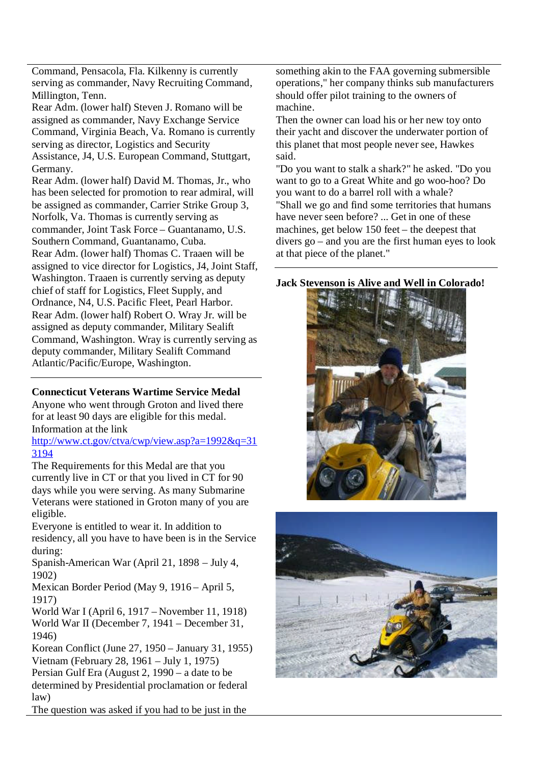Command, Pensacola, Fla. Kilkenny is currently serving as commander, Navy Recruiting Command, Millington, Tenn.

Rear Adm. (lower half) Steven J. Romano will be assigned as commander, Navy Exchange Service Command, Virginia Beach, Va. Romano is currently serving as director, Logistics and Security Assistance, J4, U.S. European Command, Stuttgart, Germany.

Rear Adm. (lower half) David M. Thomas, Jr., who has been selected for promotion to rear admiral, will be assigned as commander, Carrier Strike Group 3, Norfolk, Va. Thomas is currently serving as commander, Joint Task Force – Guantanamo, U.S. Southern Command, Guantanamo, Cuba.

Rear Adm. (lower half) Thomas C. Traaen will be assigned to vice director for Logistics, J4, Joint Staff, Washington. Traaen is currently serving as deputy chief of staff for Logistics, Fleet Supply, and Ordnance, N4, U.S. Pacific Fleet, Pearl Harbor.

Rear Adm. (lower half) Robert O. Wray Jr. will be assigned as deputy commander, Military Sealift Command, Washington. Wray is currently serving as deputy commander, Military Sealift Command Atlantic/Pacific/Europe, Washington.

---

**Connecticut Veterans Wartime Service Medal**

Anyone who went through Groton and lived there for at least 90 days are eligible for this medal. Information at the link
http://www.ct.gov/ctva/cwp/view.asp?a=1992&q=313194

The Requirements for this Medal are that you currently live in CT or that you lived in CT for 90 days while you were serving. As many Submarine Veterans were stationed in Groton many of you are eligible.

Everyone is entitled to wear it. In addition to residency, all you have to have been is in the Service during:

Spanish-American War (April 21, 1898 – July 4, 1902)
Mexican Border Period (May 9, 1916 – April 5, 1917)
World War I (April 6, 1917 – November 11, 1918)
World War II (December 7, 1941 – December 31, 1946)
Korean Conflict (June 27, 1950 – January 31, 1955)
Vietnam (February 28, 1961 – July 1, 1975)
Persian Gulf Era (August 2, 1990 – a date to be determined by Presidential proclamation or federal law)

The question was asked if you had to be just in the

something akin to the FAA governing submersible operations," her company thinks sub manufacturers should offer pilot training to the owners of machine.

Then the owner can load his or her new toy onto their yacht and discover the underwater portion of this planet that most people never see, Hawkes said.

"Do you want to stalk a shark?" he asked. "Do you want to go to a Great White and go woo-hoo? Do you want to do a barrel roll with a whale?

"Shall we go and find some territories that humans have never seen before? ... Get in one of these machines, get below 150 feet – the deepest that divers go – and you are the first human eyes to look at that piece of the planet."

---

**Jack Stevenson is Alive and Well in Colorado!**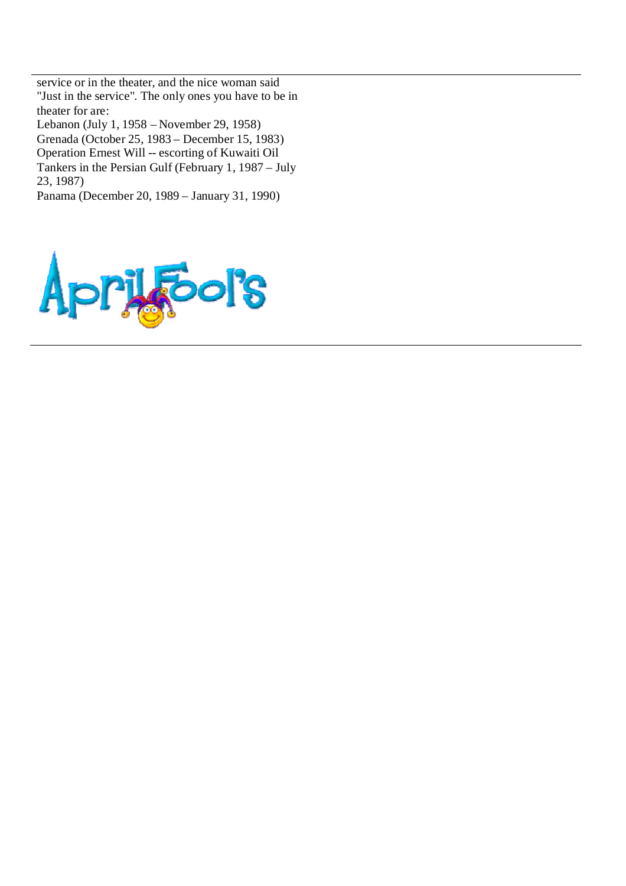service or in the theater, and the nice woman said "Just in the service". The only ones you have to be in theater for are:

Lebanon (July 1, 1958 – November 29, 1958)
Grenada (October 25, 1983 – December 15, 1983)
Operation Ernest Will -- escorting of Kuwaiti Oil Tankers in the Persian Gulf (February 1, 1987 – July 23, 1987)
Panama (December 20, 1989 – January 31, 1990)

April Fool's